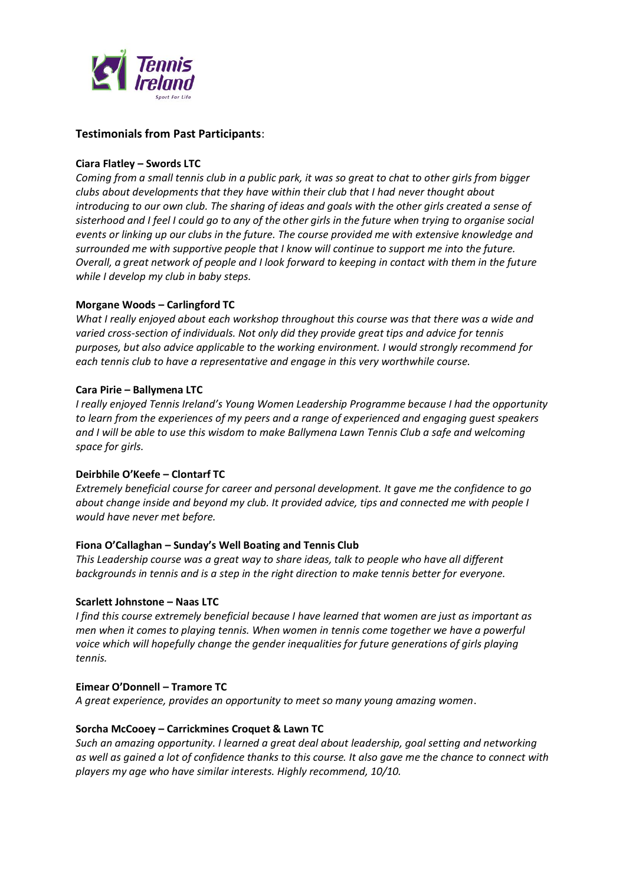## Testimonials from Past Participants:

**Ciara Flatley – Swords LTC**

*Coming from a small tennis club in a public park, it was so great to chat to other girls from bigger clubs about developments that they have within their club that I had never thought about introducing to our own club. The sharing of ideas and goals with the other girls created a sense of sisterhood and I feel I could go to any of the other girls in the future when trying to organise social events or linking up our clubs in the future. The course provided me with extensive knowledge and surrounded me with supportive people that I know will continue to support me into the future. Overall, a great network of people and I look forward to keeping in contact with them in the future while I develop my club in baby steps.*

**Morgane Woods – Carlingford TC**

*What I really enjoyed about each workshop throughout this course was that there was a wide and varied cross-section of individuals. Not only did they provide great tips and advice for tennis purposes, but also advice applicable to the working environment. I would strongly recommend for each tennis club to have a representative and engage in this very worthwhile course.*

**Cara Pirie – Ballymena LTC**

*I really enjoyed Tennis Ireland's Young Women Leadership Programme because I had the opportunity to learn from the experiences of my peers and a range of experienced and engaging guest speakers and I will be able to use this wisdom to make Ballymena Lawn Tennis Club a safe and welcoming space for girls.*

**Deirbhile O'Keefe – Clontarf TC**

*Extremely beneficial course for career and personal development. It gave me the confidence to go about change inside and beyond my club. It provided advice, tips and connected me with people I would have never met before.*

**Fiona O'Callaghan – Sunday's Well Boating and Tennis Club**

*This Leadership course was a great way to share ideas, talk to people who have all different backgrounds in tennis and is a step in the right direction to make tennis better for everyone.*

**Scarlett Johnstone – Naas LTC**

*I find this course extremely beneficial because I have learned that women are just as important as men when it comes to playing tennis. When women in tennis come together we have a powerful voice which will hopefully change the gender inequalities for future generations of girls playing tennis.*

**Eimear O'Donnell – Tramore TC**

*A great experience, provides an opportunity to meet so many young amazing women*.

**Sorcha McCooey – Carrickmines Croquet & Lawn TC**

*Such an amazing opportunity. I learned a great deal about leadership, goal setting and networking as well as gained a lot of confidence thanks to this course. It also gave me the chance to connect with players my age who have similar interests. Highly recommend, 10/10.*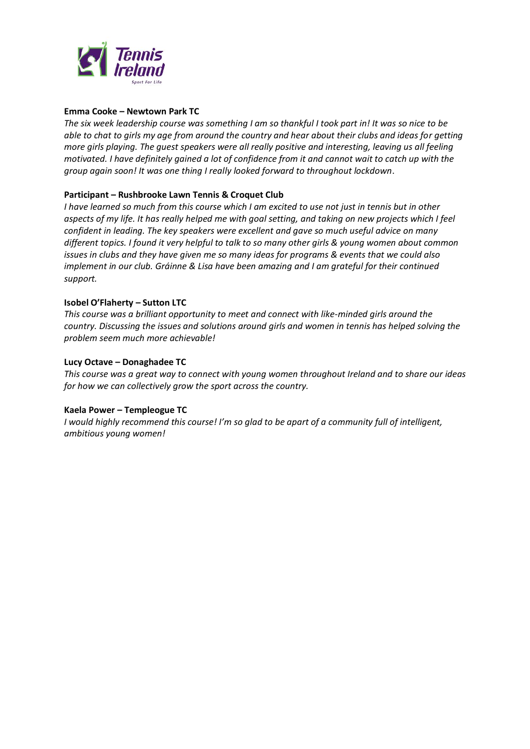**Emma Cooke – Newtown Park TC**

*The six week leadership course was something I am so thankful I took part in! It was so nice to be able to chat to girls my age from around the country and hear about their clubs and ideas for getting more girls playing. The guest speakers were all really positive and interesting, leaving us all feeling motivated. I have definitely gained a lot of confidence from it and cannot wait to catch up with the group again soon! It was one thing I really looked forward to throughout lockdown.*

**Participant – Rushbrooke Lawn Tennis & Croquet Club**

*I have learned so much from this course which I am excited to use not just in tennis but in other aspects of my life. It has really helped me with goal setting, and taking on new projects which I feel confident in leading. The key speakers were excellent and gave so much useful advice on many different topics. I found it very helpful to talk to so many other girls & young women about common issues in clubs and they have given me so many ideas for programs & events that we could also implement in our club. Gráinne & Lisa have been amazing and I am grateful for their continued support.*

**Isobel O'Flaherty – Sutton LTC**

*This course was a brilliant opportunity to meet and connect with like-minded girls around the country. Discussing the issues and solutions around girls and women in tennis has helped solving the problem seem much more achievable!*

**Lucy Octave – Donaghadee TC**

*This course was a great way to connect with young women throughout Ireland and to share our ideas for how we can collectively grow the sport across the country.*

**Kaela Power – Templeogue TC**

*I would highly recommend this course! I'm so glad to be apart of a community full of intelligent, ambitious young women!*